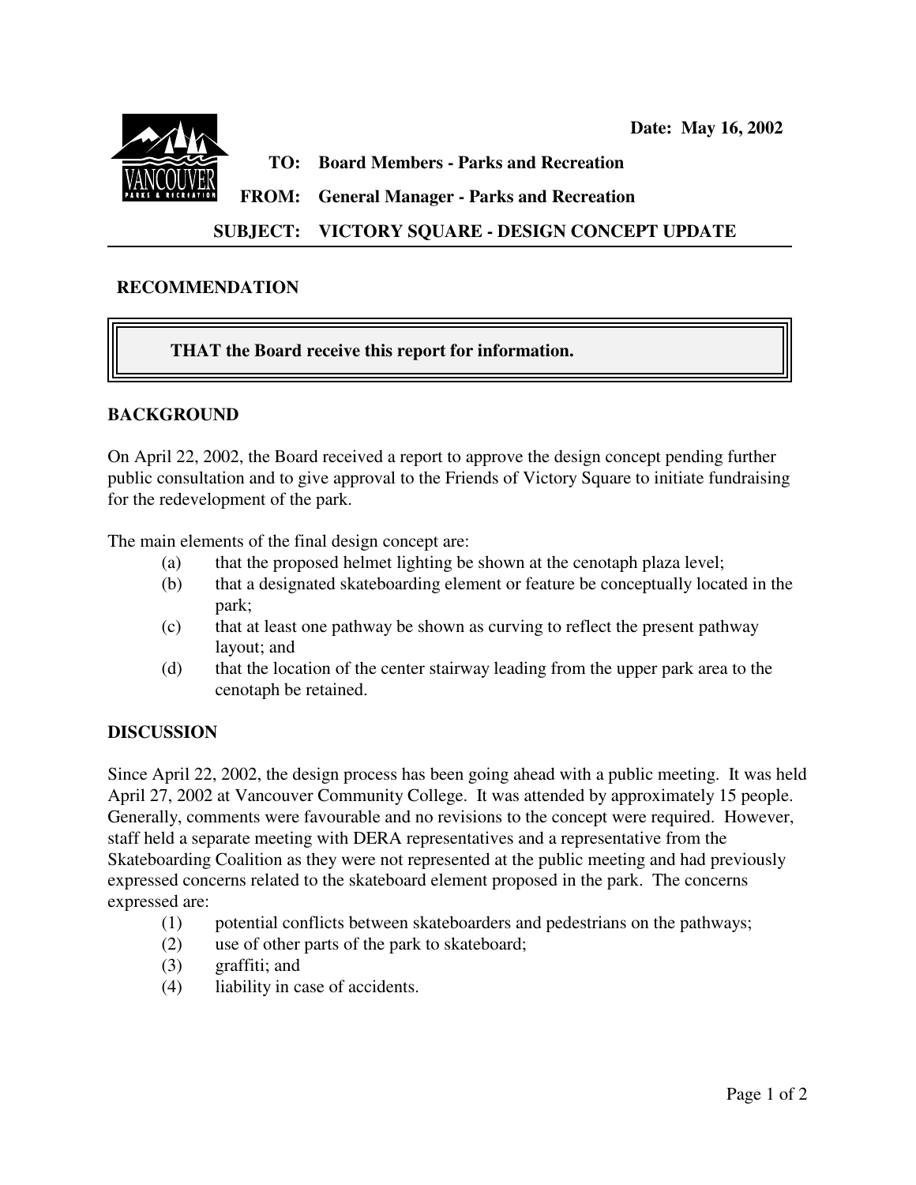Date: May 16, 2002

**TO:** Board Members - Parks and Recreation

**FROM:** General Manager - Parks and Recreation

**SUBJECT:** VICTORY SQUARE - DESIGN CONCEPT UPDATE

## RECOMMENDATION

**THAT the Board receive this report for information.**

## BACKGROUND

On April 22, 2002, the Board received a report to approve the design concept pending further public consultation and to give approval to the Friends of Victory Square to initiate fundraising for the redevelopment of the park.

The main elements of the final design concept are:

(a) that the proposed helmet lighting be shown at the cenotaph plaza level;

(b) that a designated skateboarding element or feature be conceptually located in the park;

(c) that at least one pathway be shown as curving to reflect the present pathway layout; and

(d) that the location of the center stairway leading from the upper park area to the cenotaph be retained.

## DISCUSSION

Since April 22, 2002, the design process has been going ahead with a public meeting. It was held April 27, 2002 at Vancouver Community College. It was attended by approximately 15 people. Generally, comments were favourable and no revisions to the concept were required. However, staff held a separate meeting with DERA representatives and a representative from the Skateboarding Coalition as they were not represented at the public meeting and had previously expressed concerns related to the skateboard element proposed in the park. The concerns expressed are:

(1) potential conflicts between skateboarders and pedestrians on the pathways;

(2) use of other parts of the park to skateboard;

(3) graffiti; and

(4) liability in case of accidents.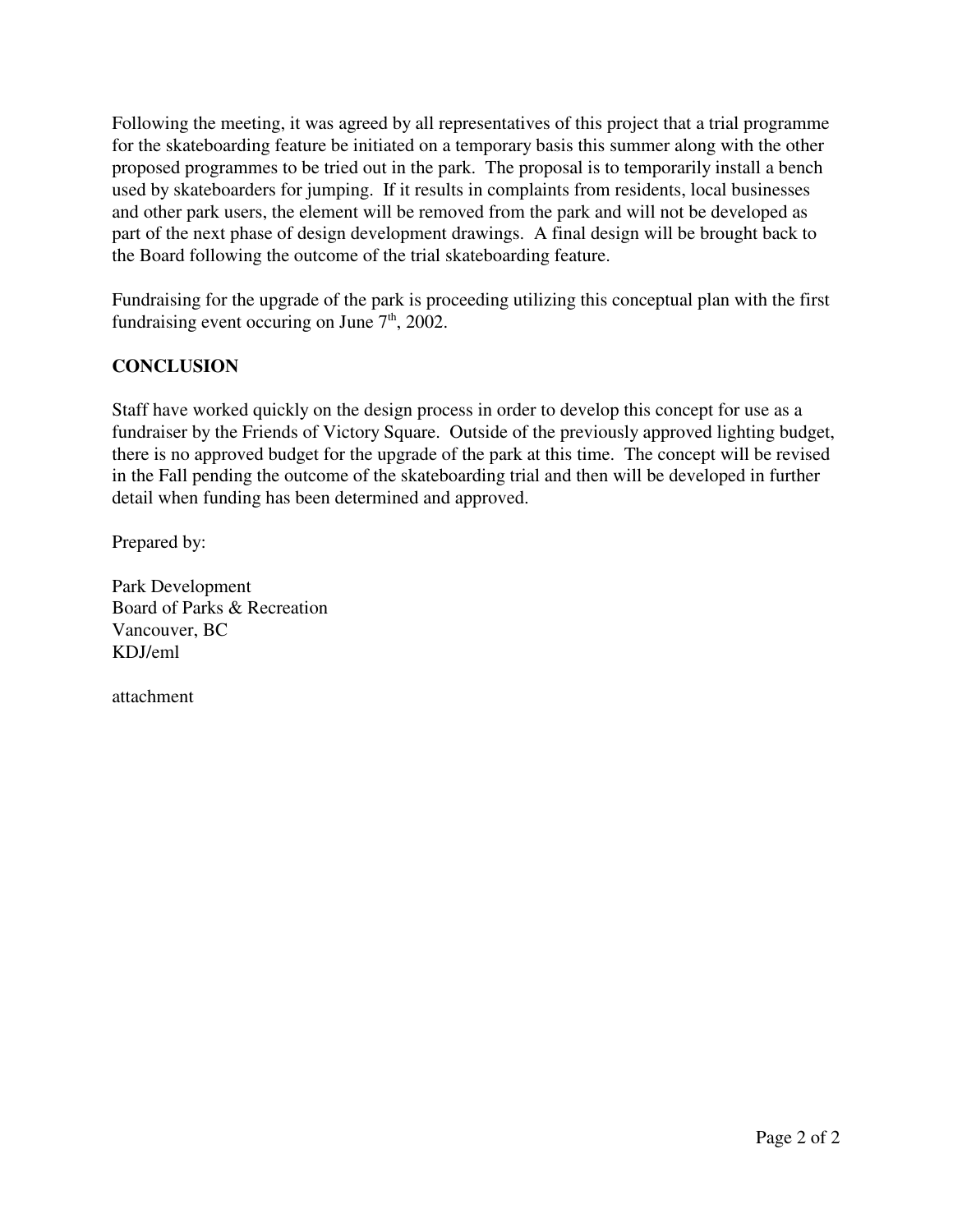Following the meeting, it was agreed by all representatives of this project that a trial programme for the skateboarding feature be initiated on a temporary basis this summer along with the other proposed programmes to be tried out in the park. The proposal is to temporarily install a bench used by skateboarders for jumping. If it results in complaints from residents, local businesses and other park users, the element will be removed from the park and will not be developed as part of the next phase of design development drawings. A final design will be brought back to the Board following the outcome of the trial skateboarding feature.

Fundraising for the upgrade of the park is proceeding utilizing this conceptual plan with the first fundraising event occuring on June 7th, 2002.

**CONCLUSION**

Staff have worked quickly on the design process in order to develop this concept for use as a fundraiser by the Friends of Victory Square. Outside of the previously approved lighting budget, there is no approved budget for the upgrade of the park at this time. The concept will be revised in the Fall pending the outcome of the skateboarding trial and then will be developed in further detail when funding has been determined and approved.

Prepared by:

Park Development
Board of Parks & Recreation
Vancouver, BC
KDJ/eml

attachment